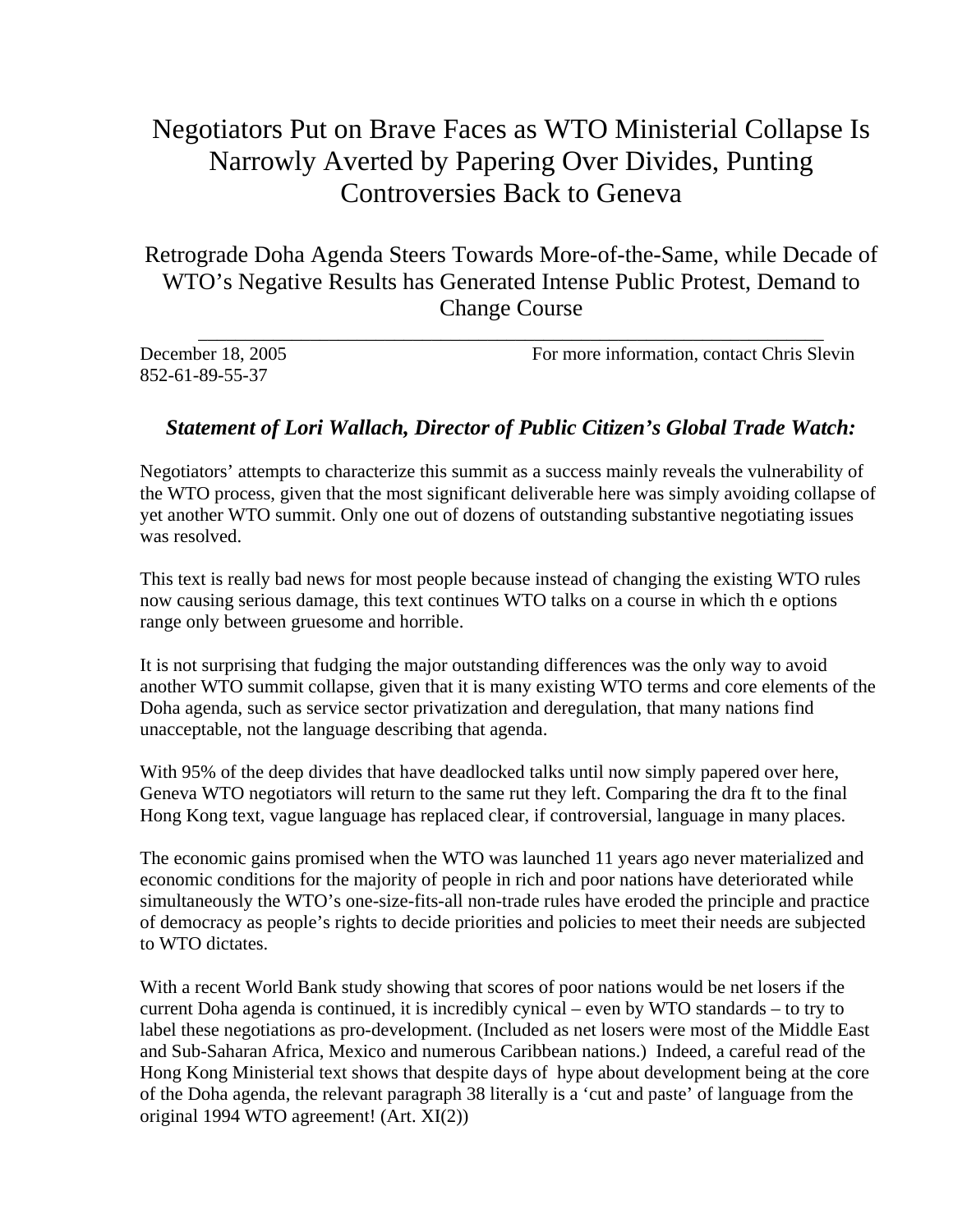# Negotiators Put on Brave Faces as WTO Ministerial Collapse Is Narrowly Averted by Papering Over Divides, Punting Controversies Back to Geneva

## Retrograde Doha Agenda Steers Towards More-of-the-Same, while Decade of WTO's Negative Results has Generated Intense Public Protest, Demand to Change Course

December 18, 2005 For more information, contact Chris Slevin 852-61-89-55-37

### *Statement of Lori Wallach, Director of Public Citizen's Global Trade Watch:*

Negotiators' attempts to characterize this summit as a success mainly reveals the vulnerability of the WTO process, given that the most significant deliverable here was simply avoiding collapse of yet another WTO summit. Only one out of dozens of outstanding substantive negotiating issues was resolved.

This text is really bad news for most people because instead of changing the existing WTO rules now causing serious damage, this text continues WTO talks on a course in which th e options range only between gruesome and horrible.

It is not surprising that fudging the major outstanding differences was the only way to avoid another WTO summit collapse, given that it is many existing WTO terms and core elements of the Doha agenda, such as service sector privatization and deregulation, that many nations find unacceptable, not the language describing that agenda.

With 95% of the deep divides that have deadlocked talks until now simply papered over here, Geneva WTO negotiators will return to the same rut they left. Comparing the dra ft to the final Hong Kong text, vague language has replaced clear, if controversial, language in many places.

The economic gains promised when the WTO was launched 11 years ago never materialized and economic conditions for the majority of people in rich and poor nations have deteriorated while simultaneously the WTO's one-size-fits-all non-trade rules have eroded the principle and practice of democracy as people's rights to decide priorities and policies to meet their needs are subjected to WTO dictates.

With a recent World Bank study showing that scores of poor nations would be net losers if the current Doha agenda is continued, it is incredibly cynical – even by WTO standards – to try to label these negotiations as pro-development. (Included as net losers were most of the Middle East and Sub-Saharan Africa, Mexico and numerous Caribbean nations.) Indeed, a careful read of the Hong Kong Ministerial text shows that despite days of hype about development being at the core of the Doha agenda, the relevant paragraph 38 literally is a 'cut and paste' of language from the original 1994 WTO agreement! (Art. XI(2))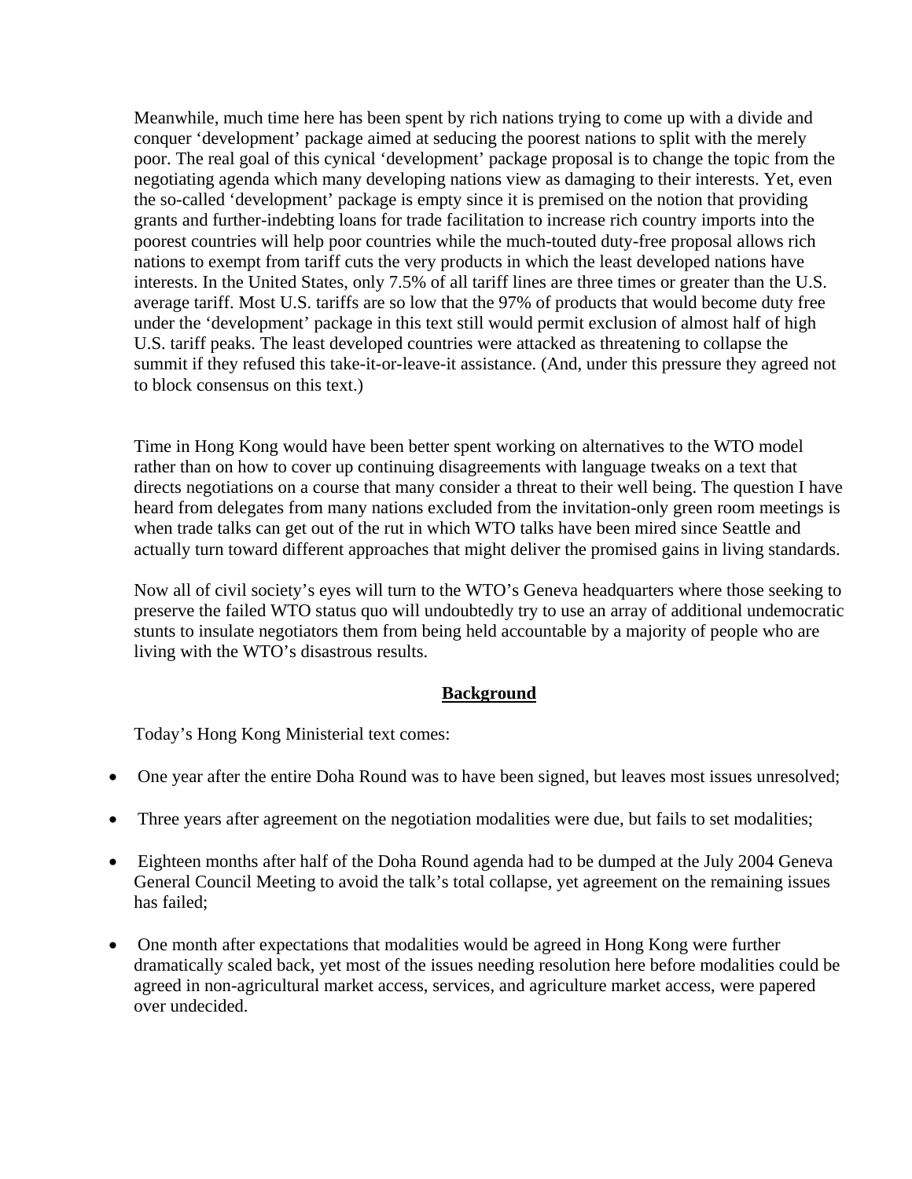Meanwhile, much time here has been spent by rich nations trying to come up with a divide and conquer 'development' package aimed at seducing the poorest nations to split with the merely poor. The real goal of this cynical 'development' package proposal is to change the topic from the negotiating agenda which many developing nations view as damaging to their interests. Yet, even the so-called 'development' package is empty since it is premised on the notion that providing grants and further-indebting loans for trade facilitation to increase rich country imports into the poorest countries will help poor countries while the much-touted duty-free proposal allows rich nations to exempt from tariff cuts the very products in which the least developed nations have interests. In the United States, only 7.5% of all tariff lines are three times or greater than the U.S. average tariff. Most U.S. tariffs are so low that the 97% of products that would become duty free under the 'development' package in this text still would permit exclusion of almost half of high U.S. tariff peaks. The least developed countries were attacked as threatening to collapse the summit if they refused this take-it-or-leave-it assistance. (And, under this pressure they agreed not to block consensus on this text.)

Time in Hong Kong would have been better spent working on alternatives to the WTO model rather than on how to cover up continuing disagreements with language tweaks on a text that directs negotiations on a course that many consider a threat to their well being. The question I have heard from delegates from many nations excluded from the invitation-only green room meetings is when trade talks can get out of the rut in which WTO talks have been mired since Seattle and actually turn toward different approaches that might deliver the promised gains in living standards.

Now all of civil society's eyes will turn to the WTO's Geneva headquarters where those seeking to preserve the failed WTO status quo will undoubtedly try to use an array of additional undemocratic stunts to insulate negotiators them from being held accountable by a majority of people who are living with the WTO's disastrous results.

## Background

Today's Hong Kong Ministerial text comes:

- One year after the entire Doha Round was to have been signed, but leaves most issues unresolved;
- Three years after agreement on the negotiation modalities were due, but fails to set modalities;
- Eighteen months after half of the Doha Round agenda had to be dumped at the July 2004 Geneva General Council Meeting to avoid the talk's total collapse, yet agreement on the remaining issues has failed;
- One month after expectations that modalities would be agreed in Hong Kong were further dramatically scaled back, yet most of the issues needing resolution here before modalities could be agreed in non-agricultural market access, services, and agriculture market access, were papered over undecided.